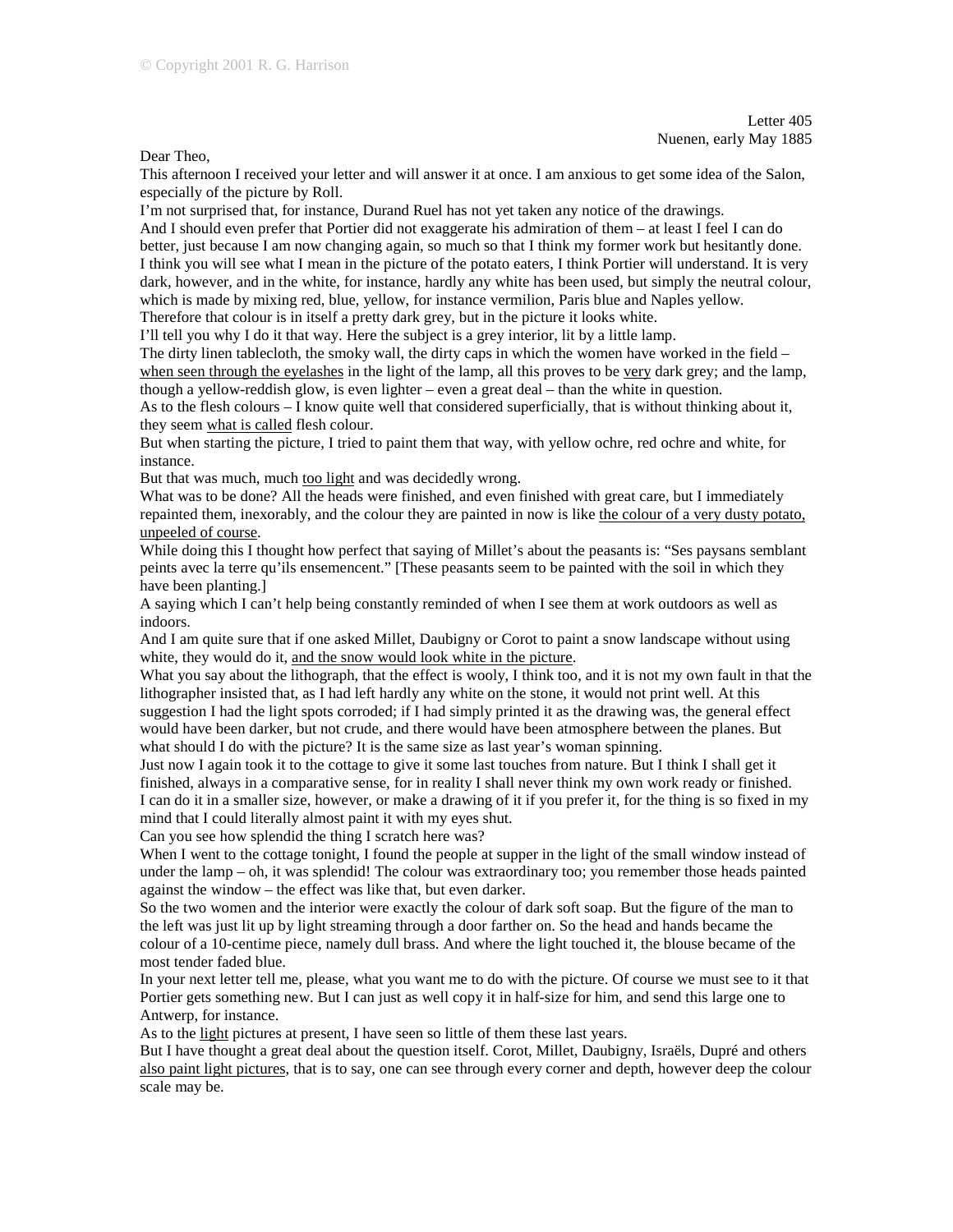© Copyright 2001 R. G. Harrison

Letter 405
Nuenen, early May 1885

Dear Theo,

This afternoon I received your letter and will answer it at once. I am anxious to get some idea of the Salon, especially of the picture by Roll.

I'm not surprised that, for instance, Durand Ruel has not yet taken any notice of the drawings.

And I should even prefer that Portier did not exaggerate his admiration of them – at least I feel I can do better, just because I am now changing again, so much so that I think my former work but hesitantly done.

I think you will see what I mean in the picture of the potato eaters, I think Portier will understand. It is very dark, however, and in the white, for instance, hardly any white has been used, but simply the neutral colour, which is made by mixing red, blue, yellow, for instance vermilion, Paris blue and Naples yellow.

Therefore that colour is in itself a pretty dark grey, but in the picture it looks white.

I'll tell you why I do it that way. Here the subject is a grey interior, lit by a little lamp.

The dirty linen tablecloth, the smoky wall, the dirty caps in which the women have worked in the field – <u>when seen through the eyelashes</u> in the light of the lamp, all this proves to be <u>very</u> dark grey; and the lamp, though a yellow-reddish glow, is even lighter – even a great deal – than the white in question.

As to the flesh colours – I know quite well that considered superficially, that is without thinking about it, they seem <u>what is called</u> flesh colour.

But when starting the picture, I tried to paint them that way, with yellow ochre, red ochre and white, for instance.

But that was much, much <u>too light</u> and was decidedly wrong.

What was to be done? All the heads were finished, and even finished with great care, but I immediately repainted them, inexorably, and the colour they are painted in now is like <u>the colour of a very dusty potato, unpeeled of course</u>.

While doing this I thought how perfect that saying of Millet's about the peasants is: "Ses paysans semblant peints avec la terre qu'ils ensemencent." [These peasants seem to be painted with the soil in which they have been planting.]

A saying which I can't help being constantly reminded of when I see them at work outdoors as well as indoors.

And I am quite sure that if one asked Millet, Daubigny or Corot to paint a snow landscape without using white, they would do it, <u>and the snow would look white in the picture</u>.

What you say about the lithograph, that the effect is wooly, I think too, and it is not my own fault in that the lithographer insisted that, as I had left hardly any white on the stone, it would not print well. At this suggestion I had the light spots corroded; if I had simply printed it as the drawing was, the general effect would have been darker, but not crude, and there would have been atmosphere between the planes. But what should I do with the picture? It is the same size as last year's woman spinning.

Just now I again took it to the cottage to give it some last touches from nature. But I think I shall get it finished, always in a comparative sense, for in reality I shall never think my own work ready or finished.

I can do it in a smaller size, however, or make a drawing of it if you prefer it, for the thing is so fixed in my mind that I could literally almost paint it with my eyes shut.

Can you see how splendid the thing I scratch here was?

When I went to the cottage tonight, I found the people at supper in the light of the small window instead of under the lamp – oh, it was splendid! The colour was extraordinary too; you remember those heads painted against the window – the effect was like that, but even darker.

So the two women and the interior were exactly the colour of dark soft soap. But the figure of the man to the left was just lit up by light streaming through a door farther on. So the head and hands became the colour of a 10-centime piece, namely dull brass. And where the light touched it, the blouse became of the most tender faded blue.

In your next letter tell me, please, what you want me to do with the picture. Of course we must see to it that Portier gets something new. But I can just as well copy it in half-size for him, and send this large one to Antwerp, for instance.

As to the <u>light</u> pictures at present, I have seen so little of them these last years.

But I have thought a great deal about the question itself. Corot, Millet, Daubigny, Israëls, Dupré and others <u>also paint light pictures</u>, that is to say, one can see through every corner and depth, however deep the colour scale may be.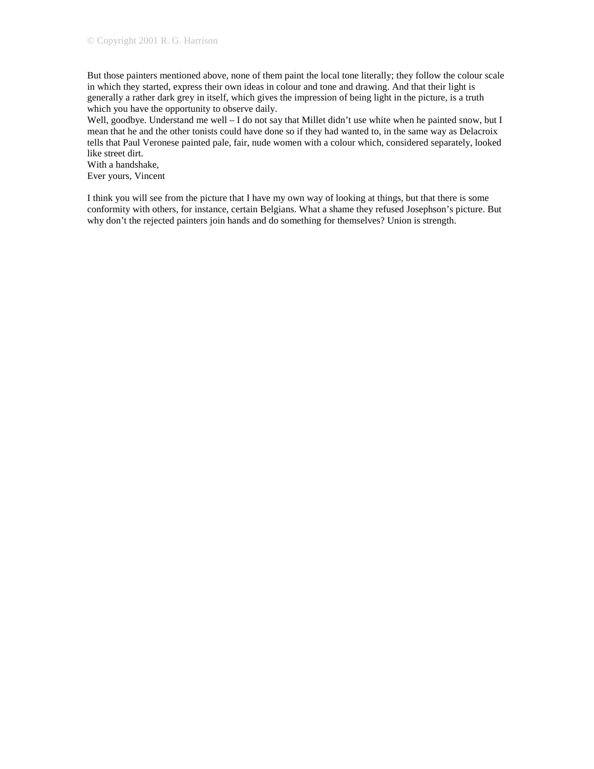But those painters mentioned above, none of them paint the local tone literally; they follow the colour scale in which they started, express their own ideas in colour and tone and drawing. And that their light is generally a rather dark grey in itself, which gives the impression of being light in the picture, is a truth which you have the opportunity to observe daily.

Well, goodbye. Understand me well – I do not say that Millet didn't use white when he painted snow, but I mean that he and the other tonists could have done so if they had wanted to, in the same way as Delacroix tells that Paul Veronese painted pale, fair, nude women with a colour which, considered separately, looked like street dirt.

With a handshake,
Ever yours, Vincent

I think you will see from the picture that I have my own way of looking at things, but that there is some conformity with others, for instance, certain Belgians. What a shame they refused Josephson's picture. But why don't the rejected painters join hands and do something for themselves? Union is strength.